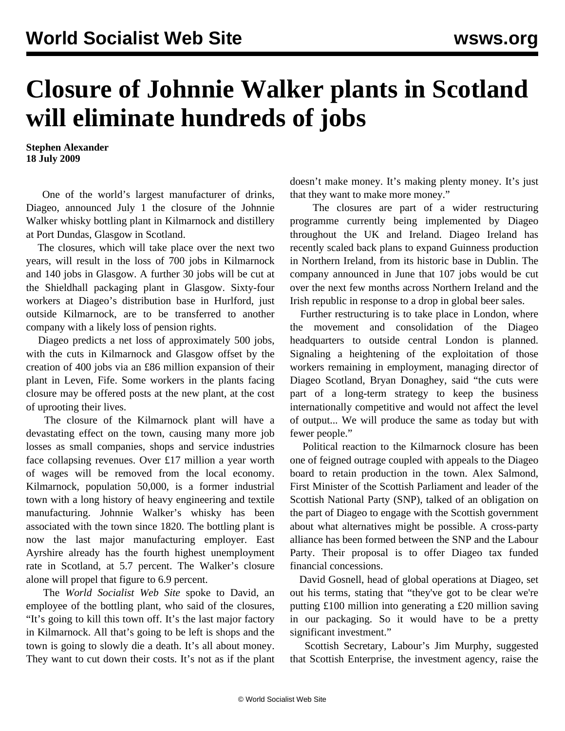# Closure of Johnnie Walker plants in Scotland will eliminate hundreds of jobs

**Stephen Alexander**
**18 July 2009**

One of the world's largest manufacturer of drinks, Diageo, announced July 1 the closure of the Johnnie Walker whisky bottling plant in Kilmarnock and distillery at Port Dundas, Glasgow in Scotland.

The closures, which will take place over the next two years, will result in the loss of 700 jobs in Kilmarnock and 140 jobs in Glasgow. A further 30 jobs will be cut at the Shieldhall packaging plant in Glasgow. Sixty-four workers at Diageo's distribution base in Hurlford, just outside Kilmarnock, are to be transferred to another company with a likely loss of pension rights.

Diageo predicts a net loss of approximately 500 jobs, with the cuts in Kilmarnock and Glasgow offset by the creation of 400 jobs via an £86 million expansion of their plant in Leven, Fife. Some workers in the plants facing closure may be offered posts at the new plant, at the cost of uprooting their lives.

The closure of the Kilmarnock plant will have a devastating effect on the town, causing many more job losses as small companies, shops and service industries face collapsing revenues. Over £17 million a year worth of wages will be removed from the local economy. Kilmarnock, population 50,000, is a former industrial town with a long history of heavy engineering and textile manufacturing. Johnnie Walker's whisky has been associated with the town since 1820. The bottling plant is now the last major manufacturing employer. East Ayrshire already has the fourth highest unemployment rate in Scotland, at 5.7 percent. The Walker's closure alone will propel that figure to 6.9 percent.

The *World Socialist Web Site* spoke to David, an employee of the bottling plant, who said of the closures, "It's going to kill this town off. It's the last major factory in Kilmarnock. All that's going to be left is shops and the town is going to slowly die a death. It's all about money. They want to cut down their costs. It's not as if the plant doesn't make money. It's making plenty money. It's just that they want to make more money."

The closures are part of a wider restructuring programme currently being implemented by Diageo throughout the UK and Ireland. Diageo Ireland has recently scaled back plans to expand Guinness production in Northern Ireland, from its historic base in Dublin. The company announced in June that 107 jobs would be cut over the next few months across Northern Ireland and the Irish republic in response to a drop in global beer sales.

Further restructuring is to take place in London, where the movement and consolidation of the Diageo headquarters to outside central London is planned. Signaling a heightening of the exploitation of those workers remaining in employment, managing director of Diageo Scotland, Bryan Donaghey, said "the cuts were part of a long-term strategy to keep the business internationally competitive and would not affect the level of output... We will produce the same as today but with fewer people."

Political reaction to the Kilmarnock closure has been one of feigned outrage coupled with appeals to the Diageo board to retain production in the town. Alex Salmond, First Minister of the Scottish Parliament and leader of the Scottish National Party (SNP), talked of an obligation on the part of Diageo to engage with the Scottish government about what alternatives might be possible. A cross-party alliance has been formed between the SNP and the Labour Party. Their proposal is to offer Diageo tax funded financial concessions.

David Gosnell, head of global operations at Diageo, set out his terms, stating that "they've got to be clear we're putting £100 million into generating a £20 million saving in our packaging. So it would have to be a pretty significant investment."

Scottish Secretary, Labour's Jim Murphy, suggested that Scottish Enterprise, the investment agency, raise the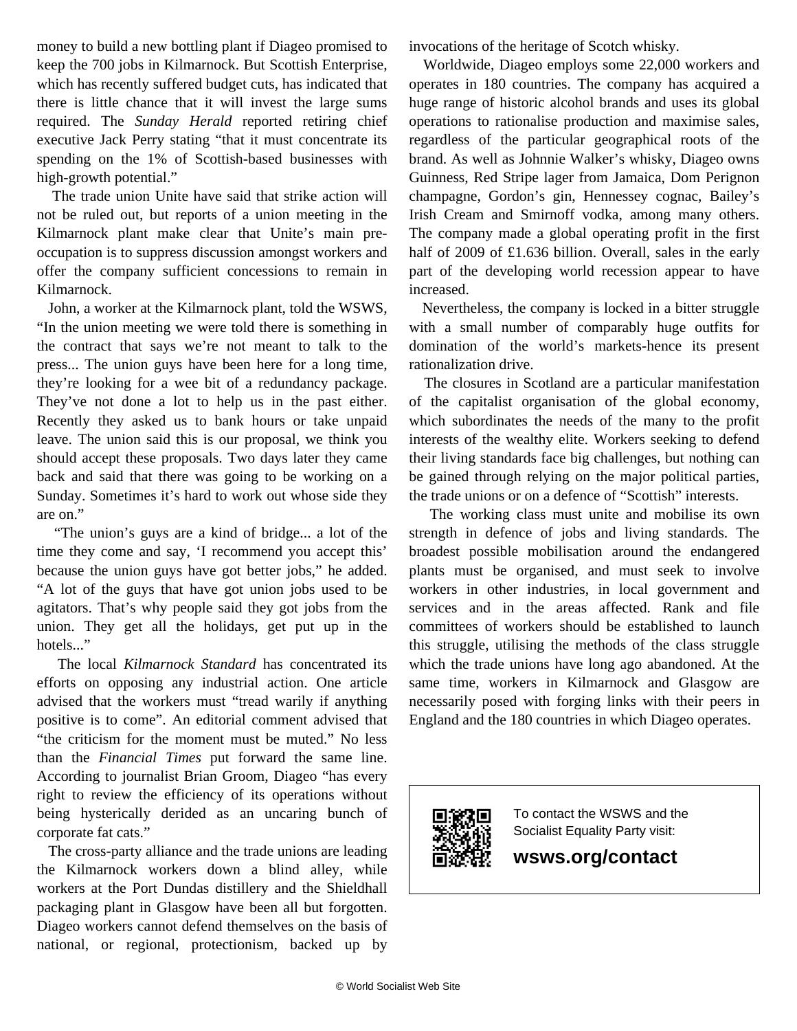money to build a new bottling plant if Diageo promised to keep the 700 jobs in Kilmarnock. But Scottish Enterprise, which has recently suffered budget cuts, has indicated that there is little chance that it will invest the large sums required. The *Sunday Herald* reported retiring chief executive Jack Perry stating “that it must concentrate its spending on the 1% of Scottish-based businesses with high-growth potential.”

The trade union Unite have said that strike action will not be ruled out, but reports of a union meeting in the Kilmarnock plant make clear that Unite’s main pre-occupation is to suppress discussion amongst workers and offer the company sufficient concessions to remain in Kilmarnock.

John, a worker at the Kilmarnock plant, told the WSWS, “In the union meeting we were told there is something in the contract that says we’re not meant to talk to the press... The union guys have been here for a long time, they’re looking for a wee bit of a redundancy package. They’ve not done a lot to help us in the past either. Recently they asked us to bank hours or take unpaid leave. The union said this is our proposal, we think you should accept these proposals. Two days later they came back and said that there was going to be working on a Sunday. Sometimes it’s hard to work out whose side they are on.”

“The union’s guys are a kind of bridge... a lot of the time they come and say, ‘I recommend you accept this’ because the union guys have got better jobs,” he added. “A lot of the guys that have got union jobs used to be agitators. That’s why people said they got jobs from the union. They get all the holidays, get put up in the hotels...”

The local *Kilmarnock Standard* has concentrated its efforts on opposing any industrial action. One article advised that the workers must “tread warily if anything positive is to come”. An editorial comment advised that “the criticism for the moment must be muted.” No less than the *Financial Times* put forward the same line. According to journalist Brian Groom, Diageo “has every right to review the efficiency of its operations without being hysterically derided as an uncaring bunch of corporate fat cats.”

The cross-party alliance and the trade unions are leading the Kilmarnock workers down a blind alley, while workers at the Port Dundas distillery and the Shieldhall packaging plant in Glasgow have been all but forgotten. Diageo workers cannot defend themselves on the basis of national, or regional, protectionism, backed up by invocations of the heritage of Scotch whisky.

Worldwide, Diageo employs some 22,000 workers and operates in 180 countries. The company has acquired a huge range of historic alcohol brands and uses its global operations to rationalise production and maximise sales, regardless of the particular geographical roots of the brand. As well as Johnnie Walker’s whisky, Diageo owns Guinness, Red Stripe lager from Jamaica, Dom Perignon champagne, Gordon’s gin, Hennessey cognac, Bailey’s Irish Cream and Smirnoff vodka, among many others. The company made a global operating profit in the first half of 2009 of £1.636 billion. Overall, sales in the early part of the developing world recession appear to have increased.

Nevertheless, the company is locked in a bitter struggle with a small number of comparably huge outfits for domination of the world’s markets-hence its present rationalization drive.

The closures in Scotland are a particular manifestation of the capitalist organisation of the global economy, which subordinates the needs of the many to the profit interests of the wealthy elite. Workers seeking to defend their living standards face big challenges, but nothing can be gained through relying on the major political parties, the trade unions or on a defence of “Scottish” interests.

The working class must unite and mobilise its own strength in defence of jobs and living standards. The broadest possible mobilisation around the endangered plants must be organised, and must seek to involve workers in other industries, in local government and services and in the areas affected. Rank and file committees of workers should be established to launch this struggle, utilising the methods of the class struggle which the trade unions have long ago abandoned. At the same time, workers in Kilmarnock and Glasgow are necessarily posed with forging links with their peers in England and the 180 countries in which Diageo operates.

To contact the WSWS and the Socialist Equality Party visit:

**wsws.org/contact**